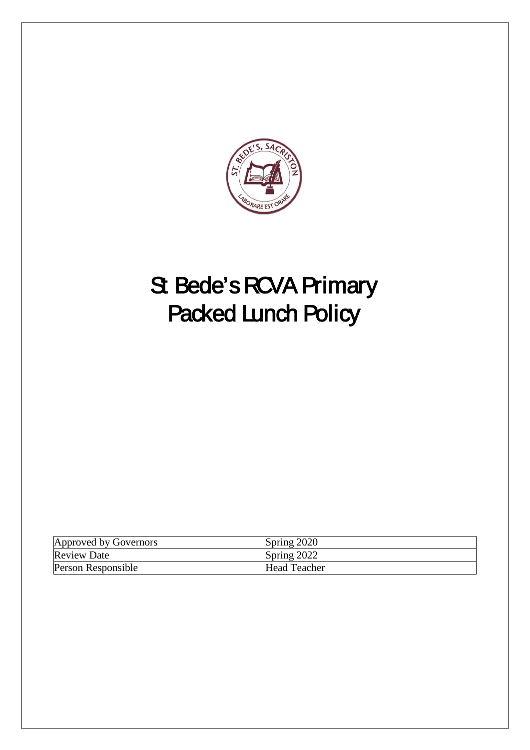# St Bede's RCVA Primary Packed Lunch Policy

| Approved by Governors | Spring 2020 |
| --- | --- |
| Review Date | Spring 2022 |
| Person Responsible | Head Teacher |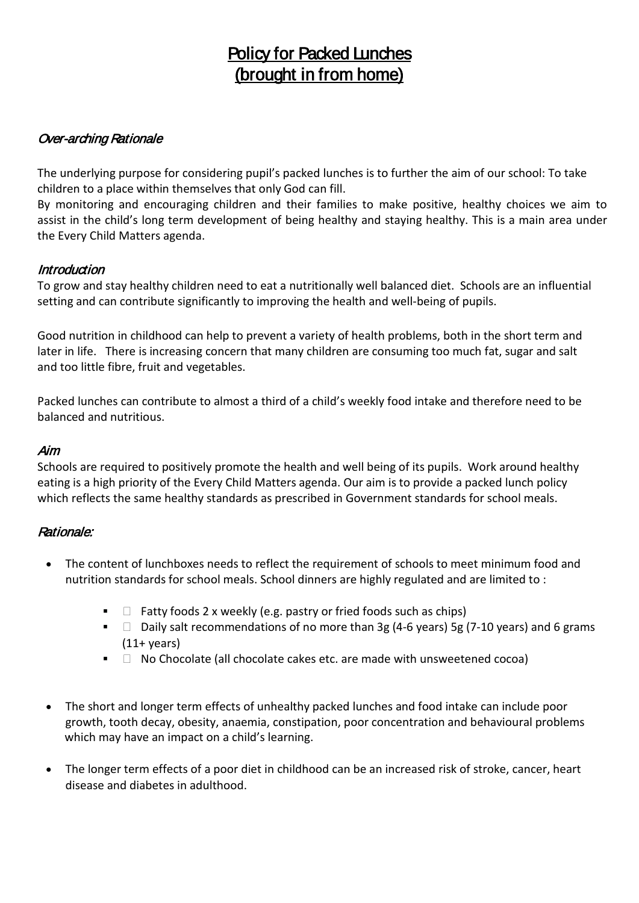# Policy for Packed Lunches (brought in from home)

### *Over-arching Rationale*

The underlying purpose for considering pupil's packed lunches is to further the aim of our school: To take children to a place within themselves that only God can fill.

By monitoring and encouraging children and their families to make positive, healthy choices we aim to assist in the child's long term development of being healthy and staying healthy. This is a main area under the Every Child Matters agenda.

### *Introduction*

To grow and stay healthy children need to eat a nutritionally well balanced diet. Schools are an influential setting and can contribute significantly to improving the health and well-being of pupils.

Good nutrition in childhood can help to prevent a variety of health problems, both in the short term and later in life. There is increasing concern that many children are consuming too much fat, sugar and salt and too little fibre, fruit and vegetables.

Packed lunches can contribute to almost a third of a child's weekly food intake and therefore need to be balanced and nutritious.

### *Aim*

Schools are required to positively promote the health and well being of its pupils. Work around healthy eating is a high priority of the Every Child Matters agenda. Our aim is to provide a packed lunch policy which reflects the same healthy standards as prescribed in Government standards for school meals.

### *Rationale:*

- The content of lunchboxes needs to reflect the requirement of schools to meet minimum food and nutrition standards for school meals. School dinners are highly regulated and are limited to :
  - Fatty foods 2 x weekly (e.g. pastry or fried foods such as chips)
  - Daily salt recommendations of no more than 3g (4-6 years) 5g (7-10 years) and 6 grams (11+ years)
  - No Chocolate (all chocolate cakes etc. are made with unsweetened cocoa)
- The short and longer term effects of unhealthy packed lunches and food intake can include poor growth, tooth decay, obesity, anaemia, constipation, poor concentration and behavioural problems which may have an impact on a child's learning.
- The longer term effects of a poor diet in childhood can be an increased risk of stroke, cancer, heart disease and diabetes in adulthood.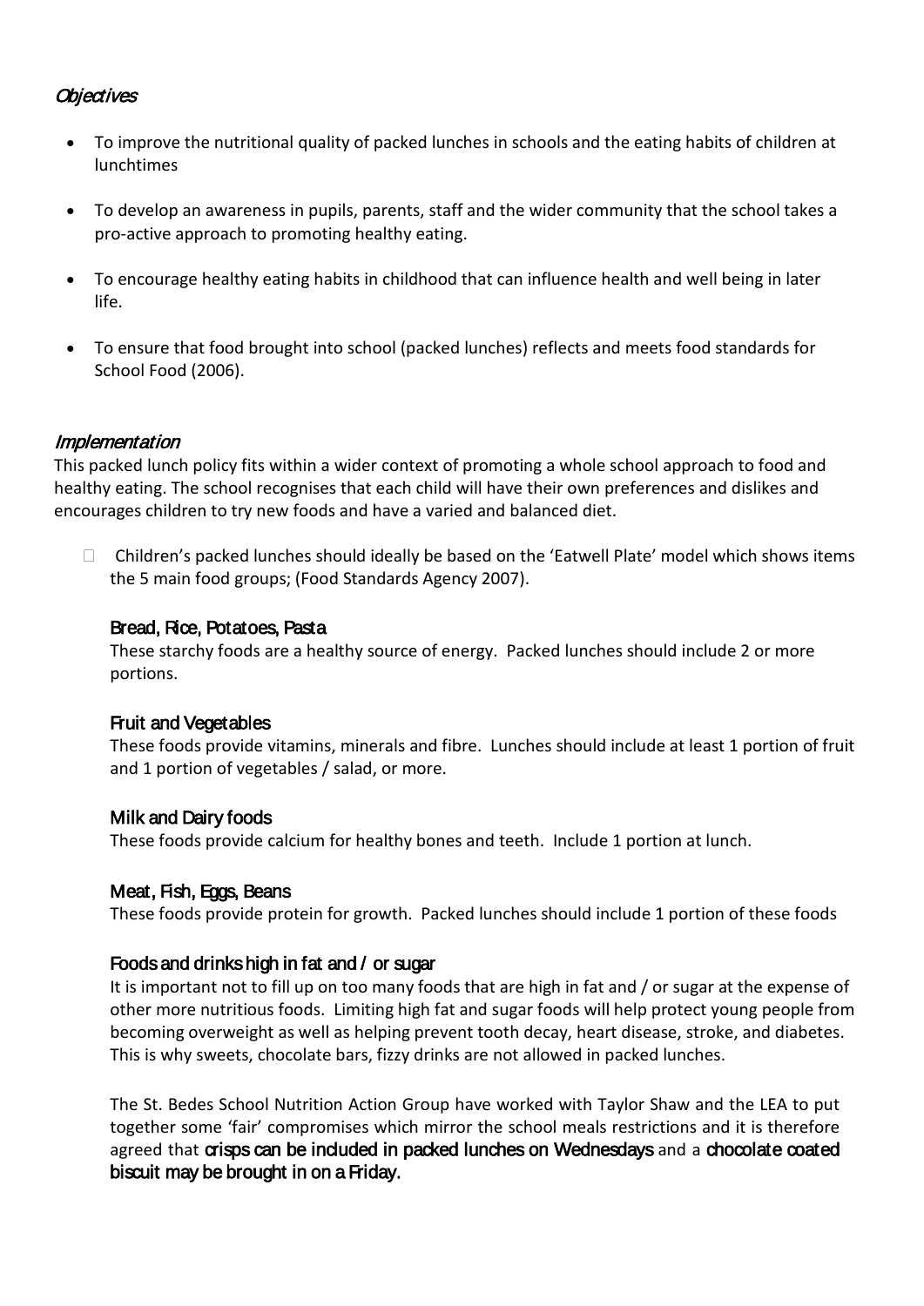## *Objectives*

- To improve the nutritional quality of packed lunches in schools and the eating habits of children at lunchtimes
- To develop an awareness in pupils, parents, staff and the wider community that the school takes a pro-active approach to promoting healthy eating.
- To encourage healthy eating habits in childhood that can influence health and well being in later life.
- To ensure that food brought into school (packed lunches) reflects and meets food standards for School Food (2006).

## *Implementation*

This packed lunch policy fits within a wider context of promoting a whole school approach to food and healthy eating. The school recognises that each child will have their own preferences and dislikes and encourages children to try new foods and have a varied and balanced diet.

- Children's packed lunches should ideally be based on the 'Eatwell Plate' model which shows items the 5 main food groups; (Food Standards Agency 2007).

### Bread, Rice, Potatoes, Pasta

These starchy foods are a healthy source of energy. Packed lunches should include 2 or more portions.

### Fruit and Vegetables

These foods provide vitamins, minerals and fibre. Lunches should include at least 1 portion of fruit and 1 portion of vegetables / salad, or more.

### Milk and Dairy foods

These foods provide calcium for healthy bones and teeth. Include 1 portion at lunch.

### Meat, Fish, Eggs, Beans

These foods provide protein for growth. Packed lunches should include 1 portion of these foods

### Foods and drinks high in fat and / or sugar

It is important not to fill up on too many foods that are high in fat and / or sugar at the expense of other more nutritious foods. Limiting high fat and sugar foods will help protect young people from becoming overweight as well as helping prevent tooth decay, heart disease, stroke, and diabetes. This is why sweets, chocolate bars, fizzy drinks are not allowed in packed lunches.

The St. Bedes School Nutrition Action Group have worked with Taylor Shaw and the LEA to put together some 'fair' compromises which mirror the school meals restrictions and it is therefore agreed that **crisps can be included in packed lunches on Wednesdays** and a **chocolate coated biscuit may be brought in on a Friday.**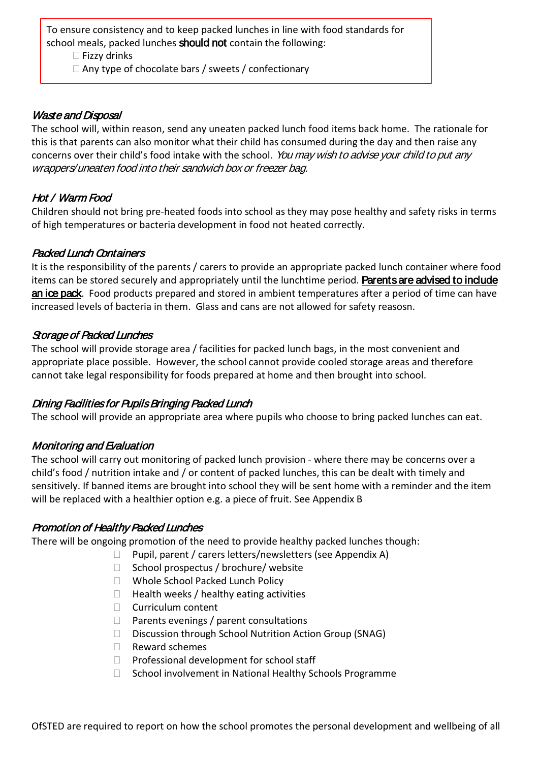> To ensure consistency and to keep packed lunches in line with food standards for school meals, packed lunches **should not** contain the following:
> - Fizzy drinks
> - Any type of chocolate bars / sweets / confectionary

### *Waste and Disposal*

The school will, within reason, send any uneaten packed lunch food items back home. The rationale for this is that parents can also monitor what their child has consumed during the day and then raise any concerns over their child's food intake with the school. *You may wish to advise your child to put any wrappers/uneaten food into their sandwich box or freezer bag.*

### *Hot / Warm Food*

Children should not bring pre-heated foods into school as they may pose healthy and safety risks in terms of high temperatures or bacteria development in food not heated correctly.

### *Packed Lunch Containers*

It is the responsibility of the parents / carers to provide an appropriate packed lunch container where food items can be stored securely and appropriately until the lunchtime period. **Parents are advised to include an ice pack**. Food products prepared and stored in ambient temperatures after a period of time can have increased levels of bacteria in them. Glass and cans are not allowed for safety reasosn.

### *Storage of Packed Lunches*

The school will provide storage area / facilities for packed lunch bags, in the most convenient and appropriate place possible. However, the school cannot provide cooled storage areas and therefore cannot take legal responsibility for foods prepared at home and then brought into school.

### *Dining Facilities for Pupils Bringing Packed Lunch*

The school will provide an appropriate area where pupils who choose to bring packed lunches can eat.

### *Monitoring and Evaluation*

The school will carry out monitoring of packed lunch provision - where there may be concerns over a child's food / nutrition intake and / or content of packed lunches, this can be dealt with timely and sensitively. If banned items are brought into school they will be sent home with a reminder and the item will be replaced with a healthier option e.g. a piece of fruit. See Appendix B

### *Promotion of Healthy Packed Lunches*

There will be ongoing promotion of the need to provide healthy packed lunches though:

- Pupil, parent / carers letters/newsletters (see Appendix A)
- School prospectus / brochure/ website
- Whole School Packed Lunch Policy
- Health weeks / healthy eating activities
- Curriculum content
- Parents evenings / parent consultations
- Discussion through School Nutrition Action Group (SNAG)
- Reward schemes
- Professional development for school staff
- School involvement in National Healthy Schools Programme

OfSTED are required to report on how the school promotes the personal development and wellbeing of all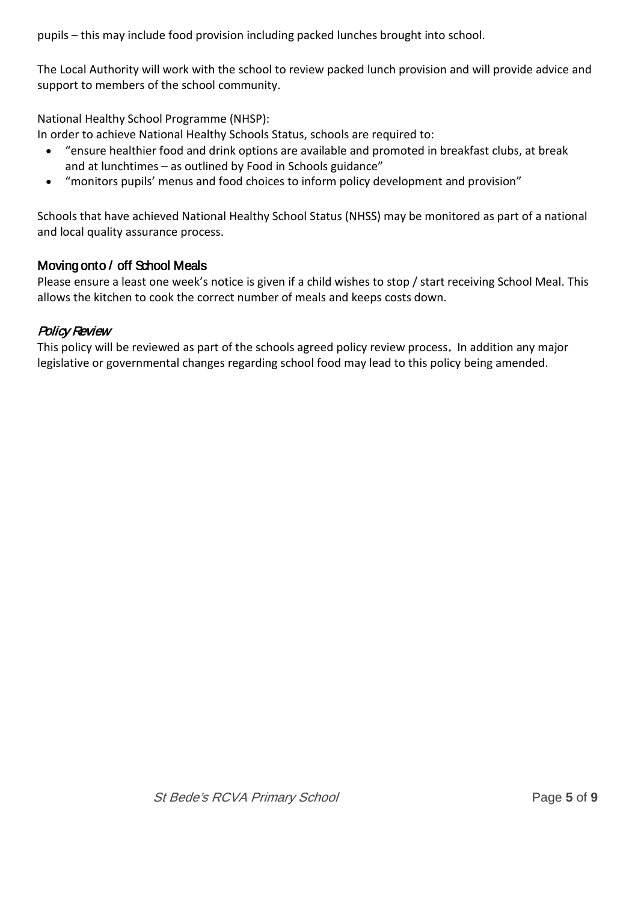pupils – this may include food provision including packed lunches brought into school.

The Local Authority will work with the school to review packed lunch provision and will provide advice and support to members of the school community.

National Healthy School Programme (NHSP):

In order to achieve National Healthy Schools Status, schools are required to:

- "ensure healthier food and drink options are available and promoted in breakfast clubs, at break and at lunchtimes – as outlined by Food in Schools guidance"
- "monitors pupils' menus and food choices to inform policy development and provision"

Schools that have achieved National Healthy School Status (NHSS) may be monitored as part of a national and local quality assurance process.

## Moving onto / off School Meals

Please ensure a least one week's notice is given if a child wishes to stop / start receiving School Meal. This allows the kitchen to cook the correct number of meals and keeps costs down.

## *Policy Review*

This policy will be reviewed as part of the schools agreed policy review process. In addition any major legislative or governmental changes regarding school food may lead to this policy being amended.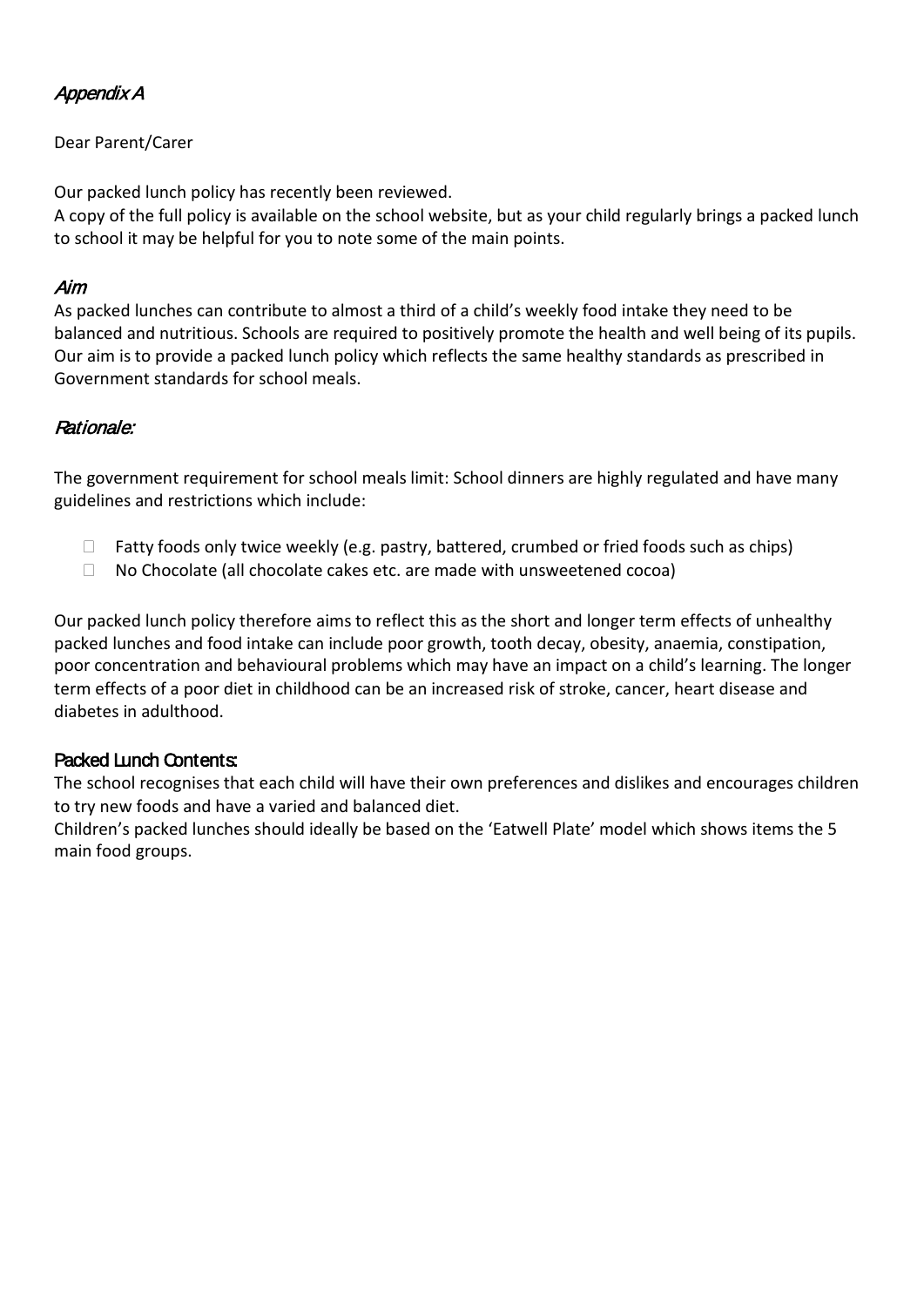## *Appendix A*

Dear Parent/Carer

Our packed lunch policy has recently been reviewed.
A copy of the full policy is available on the school website, but as your child regularly brings a packed lunch to school it may be helpful for you to note some of the main points.

### *Aim*

As packed lunches can contribute to almost a third of a child's weekly food intake they need to be balanced and nutritious. Schools are required to positively promote the health and well being of its pupils. Our aim is to provide a packed lunch policy which reflects the same healthy standards as prescribed in Government standards for school meals.

### *Rationale:*

The government requirement for school meals limit: School dinners are highly regulated and have many guidelines and restrictions which include:

- Fatty foods only twice weekly (e.g. pastry, battered, crumbed or fried foods such as chips)
- No Chocolate (all chocolate cakes etc. are made with unsweetened cocoa)

Our packed lunch policy therefore aims to reflect this as the short and longer term effects of unhealthy packed lunches and food intake can include poor growth, tooth decay, obesity, anaemia, constipation, poor concentration and behavioural problems which may have an impact on a child's learning. The longer term effects of a poor diet in childhood can be an increased risk of stroke, cancer, heart disease and diabetes in adulthood.

### Packed Lunch Contents:

The school recognises that each child will have their own preferences and dislikes and encourages children to try new foods and have a varied and balanced diet.
Children's packed lunches should ideally be based on the 'Eatwell Plate' model which shows items the 5 main food groups.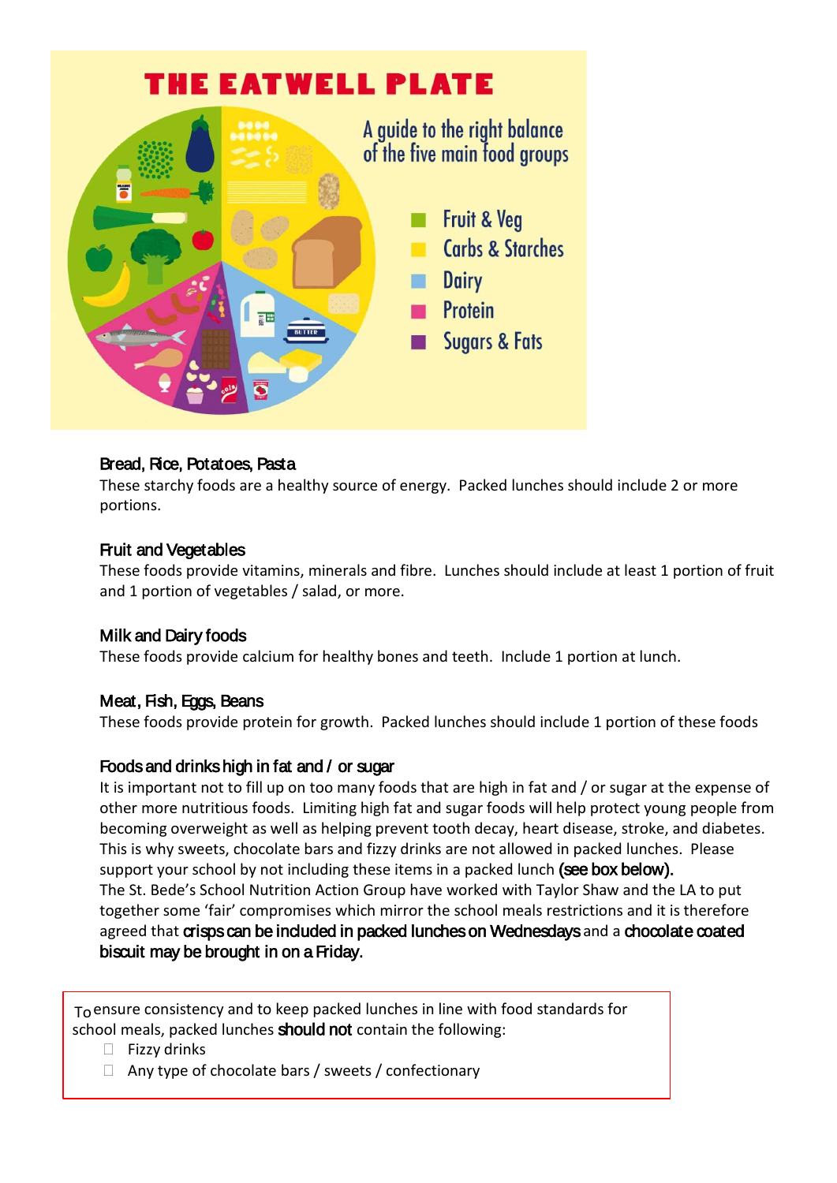# THE EATWELL PLATE

A guide to the right balance of the five main food groups

- Fruit & Veg
- Carbs & Starches
- Dairy
- Protein
- Sugars & Fats

### Bread, Rice, Potatoes, Pasta

These starchy foods are a healthy source of energy. Packed lunches should include 2 or more portions.

### Fruit and Vegetables

These foods provide vitamins, minerals and fibre. Lunches should include at least 1 portion of fruit and 1 portion of vegetables / salad, or more.

### Milk and Dairy foods

These foods provide calcium for healthy bones and teeth. Include 1 portion at lunch.

### Meat, Fish, Eggs, Beans

These foods provide protein for growth. Packed lunches should include 1 portion of these foods

### Foods and drinks high in fat and / or sugar

It is important not to fill up on too many foods that are high in fat and / or sugar at the expense of other more nutritious foods. Limiting high fat and sugar foods will help protect young people from becoming overweight as well as helping prevent tooth decay, heart disease, stroke, and diabetes. This is why sweets, chocolate bars and fizzy drinks are not allowed in packed lunches. Please support your school by not including these items in a packed lunch **(see box below).**
The St. Bede's School Nutrition Action Group have worked with Taylor Shaw and the LA to put together some 'fair' compromises which mirror the school meals restrictions and it is therefore agreed that **crisps can be included in packed lunches on Wednesdays** and a **chocolate coated biscuit may be brought in on a Friday.**

> To ensure consistency and to keep packed lunches in line with food standards for school meals, packed lunches **should not** contain the following:
>
> - Fizzy drinks
> - Any type of chocolate bars / sweets / confectionary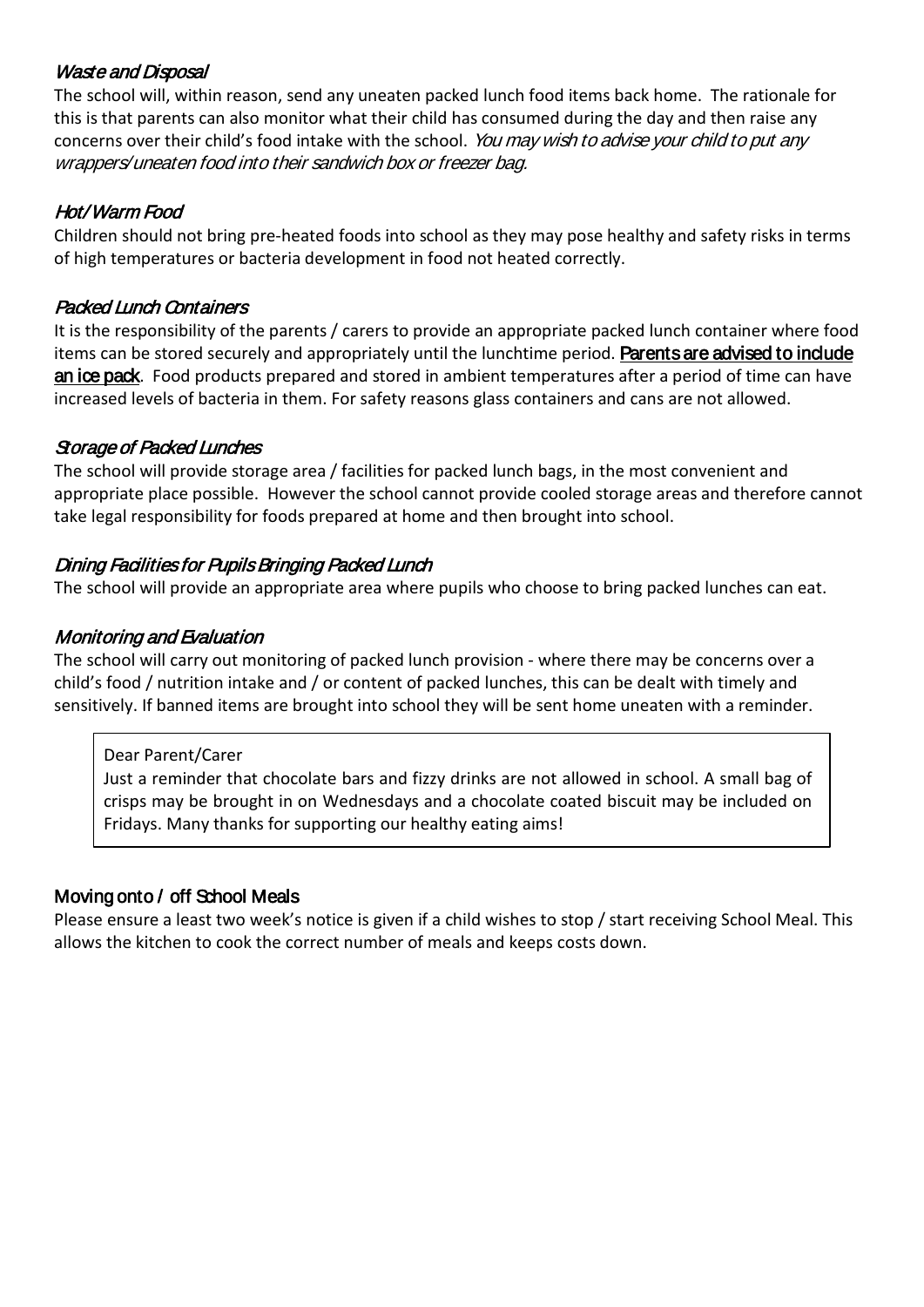### *Waste and Disposal*

The school will, within reason, send any uneaten packed lunch food items back home. The rationale for this is that parents can also monitor what their child has consumed during the day and then raise any concerns over their child's food intake with the school. *You may wish to advise your child to put any wrappers/uneaten food into their sandwich box or freezer bag.*

### *Hot/Warm Food*

Children should not bring pre-heated foods into school as they may pose healthy and safety risks in terms of high temperatures or bacteria development in food not heated correctly.

### *Packed Lunch Containers*

It is the responsibility of the parents / carers to provide an appropriate packed lunch container where food items can be stored securely and appropriately until the lunchtime period. **Parents are advised to include an ice pack**. Food products prepared and stored in ambient temperatures after a period of time can have increased levels of bacteria in them. For safety reasons glass containers and cans are not allowed.

### *Storage of Packed Lunches*

The school will provide storage area / facilities for packed lunch bags, in the most convenient and appropriate place possible. However the school cannot provide cooled storage areas and therefore cannot take legal responsibility for foods prepared at home and then brought into school.

### *Dining Facilities for Pupils Bringing Packed Lunch*

The school will provide an appropriate area where pupils who choose to bring packed lunches can eat.

### *Monitoring and Evaluation*

The school will carry out monitoring of packed lunch provision - where there may be concerns over a child's food / nutrition intake and / or content of packed lunches, this can be dealt with timely and sensitively. If banned items are brought into school they will be sent home uneaten with a reminder.

> Dear Parent/Carer
>
> Just a reminder that chocolate bars and fizzy drinks are not allowed in school. A small bag of crisps may be brought in on Wednesdays and a chocolate coated biscuit may be included on Fridays. Many thanks for supporting our healthy eating aims!

### Moving onto / off School Meals

Please ensure a least two week's notice is given if a child wishes to stop / start receiving School Meal. This allows the kitchen to cook the correct number of meals and keeps costs down.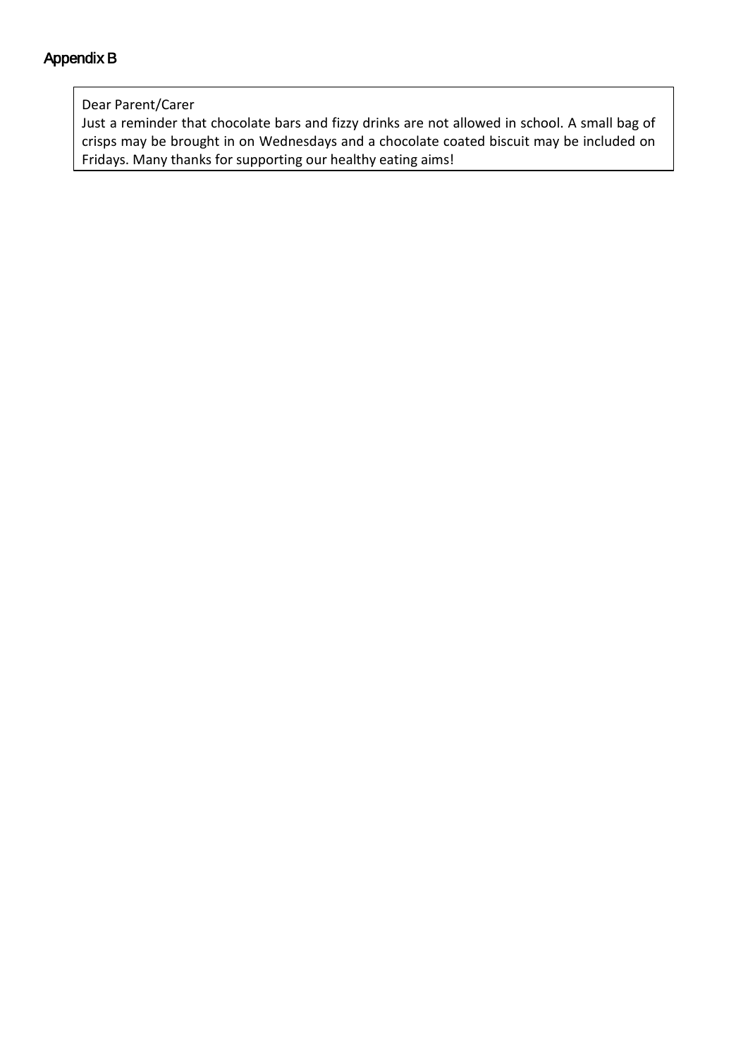## Appendix B

Dear Parent/Carer

Just a reminder that chocolate bars and fizzy drinks are not allowed in school. A small bag of crisps may be brought in on Wednesdays and a chocolate coated biscuit may be included on Fridays. Many thanks for supporting our healthy eating aims!